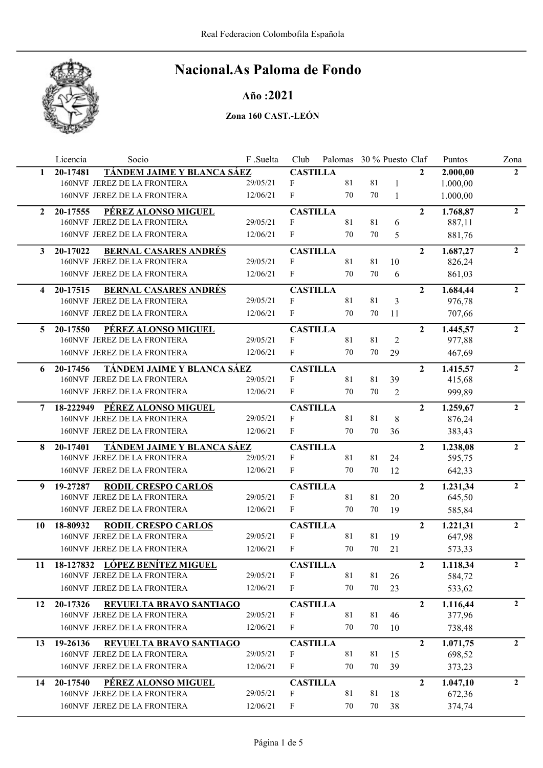# Nacional.As Paloma de Fondo

## Año :2021

### Zona 160 CAST.-LEÓN

| | Licencia | Socio | F .Suelta | Club | Palomas | 30 % | Puesto | Claf | Puntos | Zona |
|---|---|---|---|---|---|---|---|---|---|---|
| **1** | **20-17481** | **TÁNDEM JAIME Y BLANCA SÁEZ** | | **CASTILLA** | | | | **2** | **2.000,00** | **2** |
| | | 160NVF JEREZ DE LA FRONTERA | 29/05/21 | F | 81 | 81 | 1 | | 1.000,00 | |
| | | 160NVF JEREZ DE LA FRONTERA | 12/06/21 | F | 70 | 70 | 1 | | 1.000,00 | |
| **2** | **20-17555** | **PÉREZ ALONSO MIGUEL** | | **CASTILLA** | | | | **2** | **1.768,87** | **2** |
| | | 160NVF JEREZ DE LA FRONTERA | 29/05/21 | F | 81 | 81 | 6 | | 887,11 | |
| | | 160NVF JEREZ DE LA FRONTERA | 12/06/21 | F | 70 | 70 | 5 | | 881,76 | |
| **3** | **20-17022** | **BERNAL CASARES ANDRÉS** | | **CASTILLA** | | | | **2** | **1.687,27** | **2** |
| | | 160NVF JEREZ DE LA FRONTERA | 29/05/21 | F | 81 | 81 | 10 | | 826,24 | |
| | | 160NVF JEREZ DE LA FRONTERA | 12/06/21 | F | 70 | 70 | 6 | | 861,03 | |
| **4** | **20-17515** | **BERNAL CASARES ANDRÉS** | | **CASTILLA** | | | | **2** | **1.684,44** | **2** |
| | | 160NVF JEREZ DE LA FRONTERA | 29/05/21 | F | 81 | 81 | 3 | | 976,78 | |
| | | 160NVF JEREZ DE LA FRONTERA | 12/06/21 | F | 70 | 70 | 11 | | 707,66 | |
| **5** | **20-17550** | **PÉREZ ALONSO MIGUEL** | | **CASTILLA** | | | | **2** | **1.445,57** | **2** |
| | | 160NVF JEREZ DE LA FRONTERA | 29/05/21 | F | 81 | 81 | 2 | | 977,88 | |
| | | 160NVF JEREZ DE LA FRONTERA | 12/06/21 | F | 70 | 70 | 29 | | 467,69 | |
| **6** | **20-17456** | **TÁNDEM JAIME Y BLANCA SÁEZ** | | **CASTILLA** | | | | **2** | **1.415,57** | **2** |
| | | 160NVF JEREZ DE LA FRONTERA | 29/05/21 | F | 81 | 81 | 39 | | 415,68 | |
| | | 160NVF JEREZ DE LA FRONTERA | 12/06/21 | F | 70 | 70 | 2 | | 999,89 | |
| **7** | **18-222949** | **PÉREZ ALONSO MIGUEL** | | **CASTILLA** | | | | **2** | **1.259,67** | **2** |
| | | 160NVF JEREZ DE LA FRONTERA | 29/05/21 | F | 81 | 81 | 8 | | 876,24 | |
| | | 160NVF JEREZ DE LA FRONTERA | 12/06/21 | F | 70 | 70 | 36 | | 383,43 | |
| **8** | **20-17401** | **TÁNDEM JAIME Y BLANCA SÁEZ** | | **CASTILLA** | | | | **2** | **1.238,08** | **2** |
| | | 160NVF JEREZ DE LA FRONTERA | 29/05/21 | F | 81 | 81 | 24 | | 595,75 | |
| | | 160NVF JEREZ DE LA FRONTERA | 12/06/21 | F | 70 | 70 | 12 | | 642,33 | |
| **9** | **19-27287** | **RODIL CRESPO CARLOS** | | **CASTILLA** | | | | **2** | **1.231,34** | **2** |
| | | 160NVF JEREZ DE LA FRONTERA | 29/05/21 | F | 81 | 81 | 20 | | 645,50 | |
| | | 160NVF JEREZ DE LA FRONTERA | 12/06/21 | F | 70 | 70 | 19 | | 585,84 | |
| **10** | **18-80932** | **RODIL CRESPO CARLOS** | | **CASTILLA** | | | | **2** | **1.221,31** | **2** |
| | | 160NVF JEREZ DE LA FRONTERA | 29/05/21 | F | 81 | 81 | 19 | | 647,98 | |
| | | 160NVF JEREZ DE LA FRONTERA | 12/06/21 | F | 70 | 70 | 21 | | 573,33 | |
| **11** | **18-127832** | **LÓPEZ BENÍTEZ MIGUEL** | | **CASTILLA** | | | | **2** | **1.118,34** | **2** |
| | | 160NVF JEREZ DE LA FRONTERA | 29/05/21 | F | 81 | 81 | 26 | | 584,72 | |
| | | 160NVF JEREZ DE LA FRONTERA | 12/06/21 | F | 70 | 70 | 23 | | 533,62 | |
| **12** | **20-17326** | **REVUELTA BRAVO SANTIAGO** | | **CASTILLA** | | | | **2** | **1.116,44** | **2** |
| | | 160NVF JEREZ DE LA FRONTERA | 29/05/21 | F | 81 | 81 | 46 | | 377,96 | |
| | | 160NVF JEREZ DE LA FRONTERA | 12/06/21 | F | 70 | 70 | 10 | | 738,48 | |
| **13** | **19-26136** | **REVUELTA BRAVO SANTIAGO** | | **CASTILLA** | | | | **2** | **1.071,75** | **2** |
| | | 160NVF JEREZ DE LA FRONTERA | 29/05/21 | F | 81 | 81 | 15 | | 698,52 | |
| | | 160NVF JEREZ DE LA FRONTERA | 12/06/21 | F | 70 | 70 | 39 | | 373,23 | |
| **14** | **20-17540** | **PÉREZ ALONSO MIGUEL** | | **CASTILLA** | | | | **2** | **1.047,10** | **2** |
| | | 160NVF JEREZ DE LA FRONTERA | 29/05/21 | F | 81 | 81 | 18 | | 672,36 | |
| | | 160NVF JEREZ DE LA FRONTERA | 12/06/21 | F | 70 | 70 | 38 | | 374,74 | |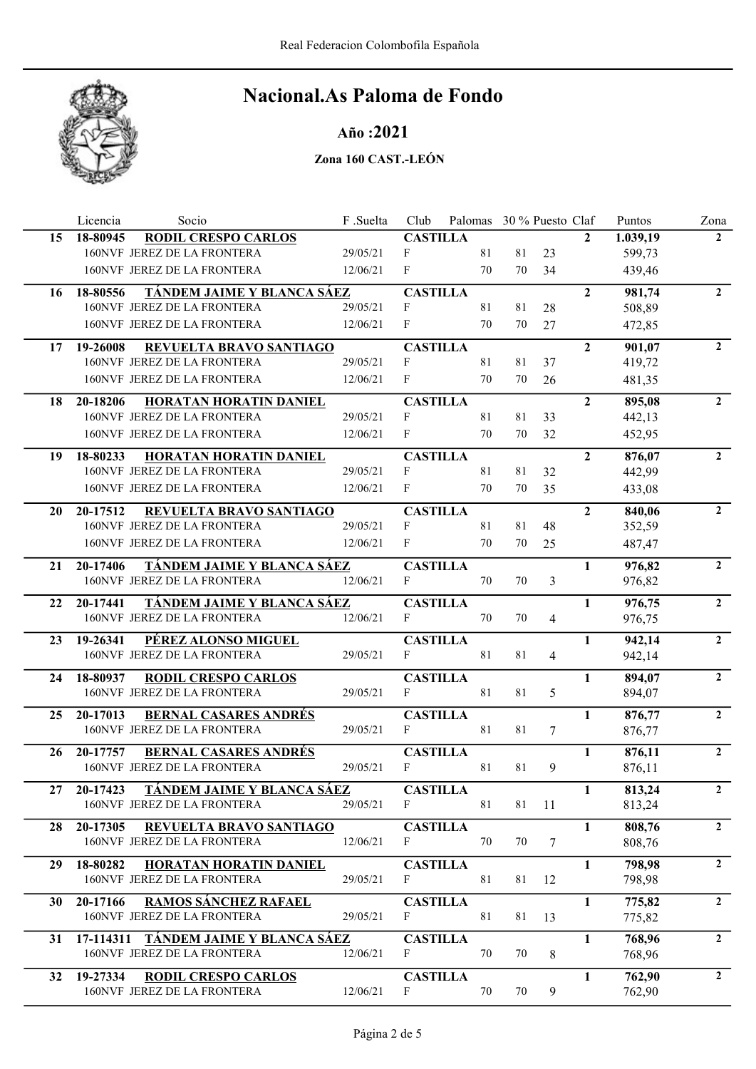# Nacional.As Paloma de Fondo

## Año :2021

### Zona 160 CAST.-LEÓN

| | Licencia | Socio | F .Suelta | Club | Palomas | 30 % | Puesto | Claf | Puntos | Zona |
|---|---|---|---|---|---|---|---|---|---|---|
| **15** | **18-80945** | **RODIL CRESPO CARLOS** | | **CASTILLA** | | | | **2** | **1.039,19** | **2** |
| | | 160NVF JEREZ DE LA FRONTERA | 29/05/21 | F | 81 | 81 | 23 | | 599,73 | |
| | | 160NVF JEREZ DE LA FRONTERA | 12/06/21 | F | 70 | 70 | 34 | | 439,46 | |
| **16** | **18-80556** | **TÁNDEM JAIME Y BLANCA SÁEZ** | | **CASTILLA** | | | | **2** | **981,74** | **2** |
| | | 160NVF JEREZ DE LA FRONTERA | 29/05/21 | F | 81 | 81 | 28 | | 508,89 | |
| | | 160NVF JEREZ DE LA FRONTERA | 12/06/21 | F | 70 | 70 | 27 | | 472,85 | |
| **17** | **19-26008** | **REVUELTA BRAVO SANTIAGO** | | **CASTILLA** | | | | **2** | **901,07** | **2** |
| | | 160NVF JEREZ DE LA FRONTERA | 29/05/21 | F | 81 | 81 | 37 | | 419,72 | |
| | | 160NVF JEREZ DE LA FRONTERA | 12/06/21 | F | 70 | 70 | 26 | | 481,35 | |
| **18** | **20-18206** | **HORATAN HORATIN DANIEL** | | **CASTILLA** | | | | **2** | **895,08** | **2** |
| | | 160NVF JEREZ DE LA FRONTERA | 29/05/21 | F | 81 | 81 | 33 | | 442,13 | |
| | | 160NVF JEREZ DE LA FRONTERA | 12/06/21 | F | 70 | 70 | 32 | | 452,95 | |
| **19** | **18-80233** | **HORATAN HORATIN DANIEL** | | **CASTILLA** | | | | **2** | **876,07** | **2** |
| | | 160NVF JEREZ DE LA FRONTERA | 29/05/21 | F | 81 | 81 | 32 | | 442,99 | |
| | | 160NVF JEREZ DE LA FRONTERA | 12/06/21 | F | 70 | 70 | 35 | | 433,08 | |
| **20** | **20-17512** | **REVUELTA BRAVO SANTIAGO** | | **CASTILLA** | | | | **2** | **840,06** | **2** |
| | | 160NVF JEREZ DE LA FRONTERA | 29/05/21 | F | 81 | 81 | 48 | | 352,59 | |
| | | 160NVF JEREZ DE LA FRONTERA | 12/06/21 | F | 70 | 70 | 25 | | 487,47 | |
| **21** | **20-17406** | **TÁNDEM JAIME Y BLANCA SÁEZ** | | **CASTILLA** | | | | **1** | **976,82** | **2** |
| | | 160NVF JEREZ DE LA FRONTERA | 12/06/21 | F | 70 | 70 | 3 | | 976,82 | |
| **22** | **20-17441** | **TÁNDEM JAIME Y BLANCA SÁEZ** | | **CASTILLA** | | | | **1** | **976,75** | **2** |
| | | 160NVF JEREZ DE LA FRONTERA | 12/06/21 | F | 70 | 70 | 4 | | 976,75 | |
| **23** | **19-26341** | **PÉREZ ALONSO MIGUEL** | | **CASTILLA** | | | | **1** | **942,14** | **2** |
| | | 160NVF JEREZ DE LA FRONTERA | 29/05/21 | F | 81 | 81 | 4 | | 942,14 | |
| **24** | **18-80937** | **RODIL CRESPO CARLOS** | | **CASTILLA** | | | | **1** | **894,07** | **2** |
| | | 160NVF JEREZ DE LA FRONTERA | 29/05/21 | F | 81 | 81 | 5 | | 894,07 | |
| **25** | **20-17013** | **BERNAL CASARES ANDRÉS** | | **CASTILLA** | | | | **1** | **876,77** | **2** |
| | | 160NVF JEREZ DE LA FRONTERA | 29/05/21 | F | 81 | 81 | 7 | | 876,77 | |
| **26** | **20-17757** | **BERNAL CASARES ANDRÉS** | | **CASTILLA** | | | | **1** | **876,11** | **2** |
| | | 160NVF JEREZ DE LA FRONTERA | 29/05/21 | F | 81 | 81 | 9 | | 876,11 | |
| **27** | **20-17423** | **TÁNDEM JAIME Y BLANCA SÁEZ** | | **CASTILLA** | | | | **1** | **813,24** | **2** |
| | | 160NVF JEREZ DE LA FRONTERA | 29/05/21 | F | 81 | 81 | 11 | | 813,24 | |
| **28** | **20-17305** | **REVUELTA BRAVO SANTIAGO** | | **CASTILLA** | | | | **1** | **808,76** | **2** |
| | | 160NVF JEREZ DE LA FRONTERA | 12/06/21 | F | 70 | 70 | 7 | | 808,76 | |
| **29** | **18-80282** | **HORATAN HORATIN DANIEL** | | **CASTILLA** | | | | **1** | **798,98** | **2** |
| | | 160NVF JEREZ DE LA FRONTERA | 29/05/21 | F | 81 | 81 | 12 | | 798,98 | |
| **30** | **20-17166** | **RAMOS SÁNCHEZ RAFAEL** | | **CASTILLA** | | | | **1** | **775,82** | **2** |
| | | 160NVF JEREZ DE LA FRONTERA | 29/05/21 | F | 81 | 81 | 13 | | 775,82 | |
| **31** | **17-114311** | **TÁNDEM JAIME Y BLANCA SÁEZ** | | **CASTILLA** | | | | **1** | **768,96** | **2** |
| | | 160NVF JEREZ DE LA FRONTERA | 12/06/21 | F | 70 | 70 | 8 | | 768,96 | |
| **32** | **19-27334** | **RODIL CRESPO CARLOS** | | **CASTILLA** | | | | **1** | **762,90** | **2** |
| | | 160NVF JEREZ DE LA FRONTERA | 12/06/21 | F | 70 | 70 | 9 | | 762,90 | |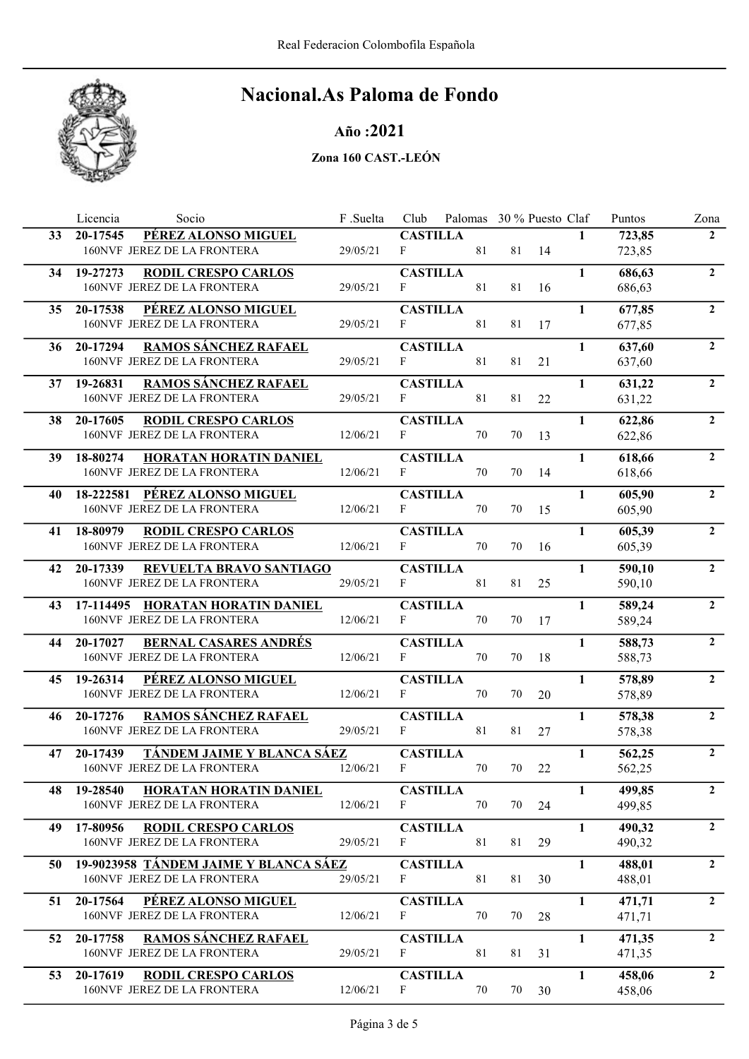Real Federacion Colombofila Española

# Nacional.As Paloma de Fondo

## Año :2021

### Zona 160 CAST.-LEÓN

| | Licencia | Socio | F .Suelta | Club | Palomas | 30 % | Puesto | Claf | Puntos | Zona |
|---|---|---|---|---|---|---|---|---|---|---|
| 33 | 20-17545 | **PÉREZ ALONSO MIGUEL** | | **CASTILLA** | | | | **1** | **723,85** | **2** |
| | 160NVF | JEREZ DE LA FRONTERA | 29/05/21 | F | 81 | 81 | 14 | | 723,85 | |
| 34 | 19-27273 | **RODIL CRESPO CARLOS** | | **CASTILLA** | | | | **1** | **686,63** | **2** |
| | 160NVF | JEREZ DE LA FRONTERA | 29/05/21 | F | 81 | 81 | 16 | | 686,63 | |
| 35 | 20-17538 | **PÉREZ ALONSO MIGUEL** | | **CASTILLA** | | | | **1** | **677,85** | **2** |
| | 160NVF | JEREZ DE LA FRONTERA | 29/05/21 | F | 81 | 81 | 17 | | 677,85 | |
| 36 | 20-17294 | **RAMOS SÁNCHEZ RAFAEL** | | **CASTILLA** | | | | **1** | **637,60** | **2** |
| | 160NVF | JEREZ DE LA FRONTERA | 29/05/21 | F | 81 | 81 | 21 | | 637,60 | |
| 37 | 19-26831 | **RAMOS SÁNCHEZ RAFAEL** | | **CASTILLA** | | | | **1** | **631,22** | **2** |
| | 160NVF | JEREZ DE LA FRONTERA | 29/05/21 | F | 81 | 81 | 22 | | 631,22 | |
| 38 | 20-17605 | **RODIL CRESPO CARLOS** | | **CASTILLA** | | | | **1** | **622,86** | **2** |
| | 160NVF | JEREZ DE LA FRONTERA | 12/06/21 | F | 70 | 70 | 13 | | 622,86 | |
| 39 | 18-80274 | **HORATAN HORATIN DANIEL** | | **CASTILLA** | | | | **1** | **618,66** | **2** |
| | 160NVF | JEREZ DE LA FRONTERA | 12/06/21 | F | 70 | 70 | 14 | | 618,66 | |
| 40 | 18-222581 | **PÉREZ ALONSO MIGUEL** | | **CASTILLA** | | | | **1** | **605,90** | **2** |
| | 160NVF | JEREZ DE LA FRONTERA | 12/06/21 | F | 70 | 70 | 15 | | 605,90 | |
| 41 | 18-80979 | **RODIL CRESPO CARLOS** | | **CASTILLA** | | | | **1** | **605,39** | **2** |
| | 160NVF | JEREZ DE LA FRONTERA | 12/06/21 | F | 70 | 70 | 16 | | 605,39 | |
| 42 | 20-17339 | **REVUELTA BRAVO SANTIAGO** | | **CASTILLA** | | | | **1** | **590,10** | **2** |
| | 160NVF | JEREZ DE LA FRONTERA | 29/05/21 | F | 81 | 81 | 25 | | 590,10 | |
| 43 | 17-114495 | **HORATAN HORATIN DANIEL** | | **CASTILLA** | | | | **1** | **589,24** | **2** |
| | 160NVF | JEREZ DE LA FRONTERA | 12/06/21 | F | 70 | 70 | 17 | | 589,24 | |
| 44 | 20-17027 | **BERNAL CASARES ANDRÉS** | | **CASTILLA** | | | | **1** | **588,73** | **2** |
| | 160NVF | JEREZ DE LA FRONTERA | 12/06/21 | F | 70 | 70 | 18 | | 588,73 | |
| 45 | 19-26314 | **PÉREZ ALONSO MIGUEL** | | **CASTILLA** | | | | **1** | **578,89** | **2** |
| | 160NVF | JEREZ DE LA FRONTERA | 12/06/21 | F | 70 | 70 | 20 | | 578,89 | |
| 46 | 20-17276 | **RAMOS SÁNCHEZ RAFAEL** | | **CASTILLA** | | | | **1** | **578,38** | **2** |
| | 160NVF | JEREZ DE LA FRONTERA | 29/05/21 | F | 81 | 81 | 27 | | 578,38 | |
| 47 | 20-17439 | **TÁNDEM JAIME Y BLANCA SÁEZ** | | **CASTILLA** | | | | **1** | **562,25** | **2** |
| | 160NVF | JEREZ DE LA FRONTERA | 12/06/21 | F | 70 | 70 | 22 | | 562,25 | |
| 48 | 19-28540 | **HORATAN HORATIN DANIEL** | | **CASTILLA** | | | | **1** | **499,85** | **2** |
| | 160NVF | JEREZ DE LA FRONTERA | 12/06/21 | F | 70 | 70 | 24 | | 499,85 | |
| 49 | 17-80956 | **RODIL CRESPO CARLOS** | | **CASTILLA** | | | | **1** | **490,32** | **2** |
| | 160NVF | JEREZ DE LA FRONTERA | 29/05/21 | F | 81 | 81 | 29 | | 490,32 | |
| 50 | 19-9023958 | **TÁNDEM JAIME Y BLANCA SÁEZ** | | **CASTILLA** | | | | **1** | **488,01** | **2** |
| | 160NVF | JEREZ DE LA FRONTERA | 29/05/21 | F | 81 | 81 | 30 | | 488,01 | |
| 51 | 20-17564 | **PÉREZ ALONSO MIGUEL** | | **CASTILLA** | | | | **1** | **471,71** | **2** |
| | 160NVF | JEREZ DE LA FRONTERA | 12/06/21 | F | 70 | 70 | 28 | | 471,71 | |
| 52 | 20-17758 | **RAMOS SÁNCHEZ RAFAEL** | | **CASTILLA** | | | | **1** | **471,35** | **2** |
| | 160NVF | JEREZ DE LA FRONTERA | 29/05/21 | F | 81 | 81 | 31 | | 471,35 | |
| 53 | 20-17619 | **RODIL CRESPO CARLOS** | | **CASTILLA** | | | | **1** | **458,06** | **2** |
| | 160NVF | JEREZ DE LA FRONTERA | 12/06/21 | F | 70 | 70 | 30 | | 458,06 | |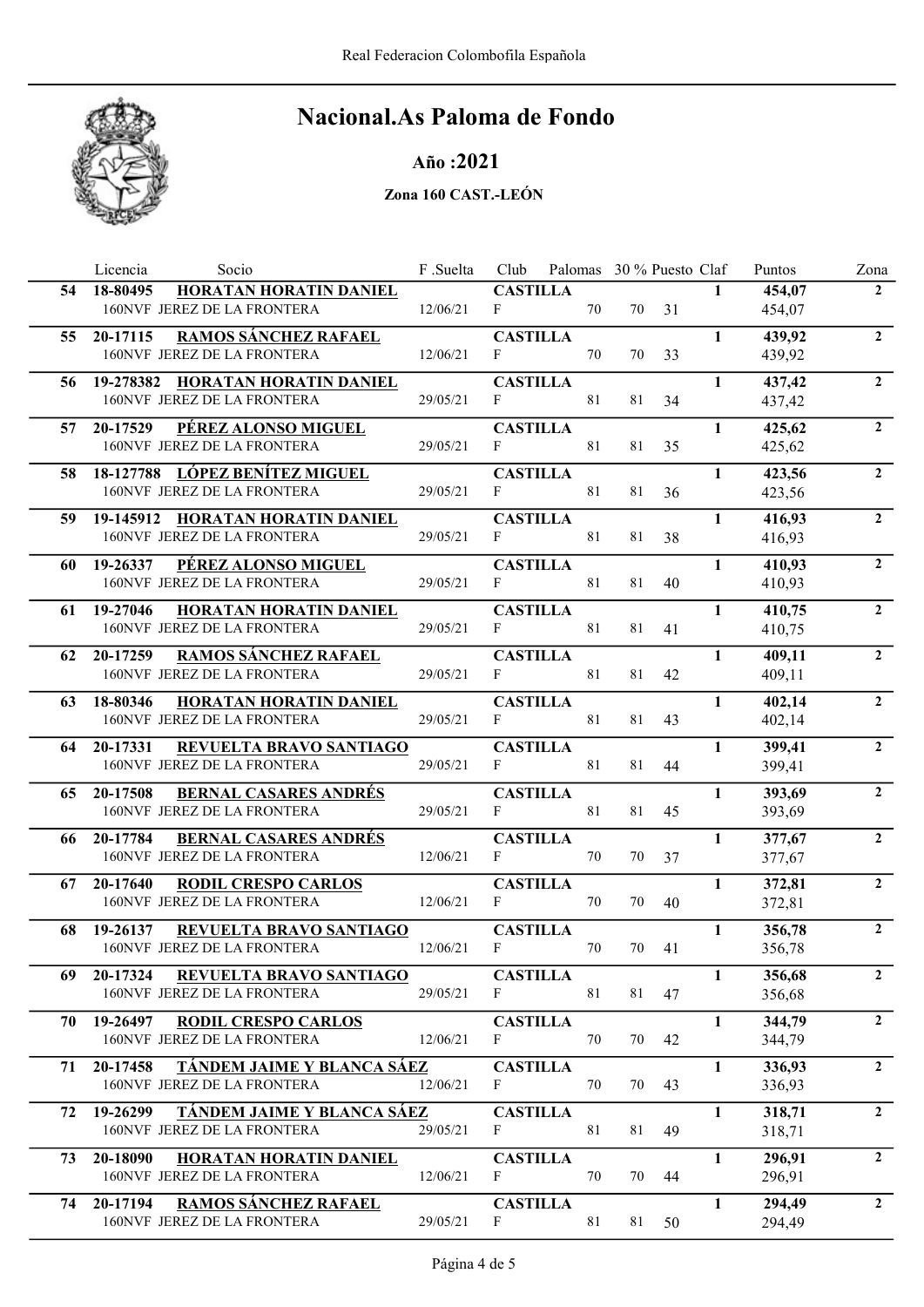Real Federacion Colombofila Española

# Nacional.As Paloma de Fondo

## Año :2021

### Zona 160 CAST.-LEÓN

| | Licencia | Socio | F .Suelta | Club | Palomas | 30 % | Puesto | Claf | Puntos | Zona |
|---|---|---|---|---|---|---|---|---|---|---|
| 54 | 18-80495 | **HORATAN HORATIN DANIEL** | | **CASTILLA** | | | | **1** | **454,07** | **2** |
| | | 160NVF JEREZ DE LA FRONTERA | 12/06/21 | F | 70 | 70 | 31 | | 454,07 | |
| 55 | 20-17115 | **RAMOS SÁNCHEZ RAFAEL** | | **CASTILLA** | | | | **1** | **439,92** | **2** |
| | | 160NVF JEREZ DE LA FRONTERA | 12/06/21 | F | 70 | 70 | 33 | | 439,92 | |
| 56 | 19-278382 | **HORATAN HORATIN DANIEL** | | **CASTILLA** | | | | **1** | **437,42** | **2** |
| | | 160NVF JEREZ DE LA FRONTERA | 29/05/21 | F | 81 | 81 | 34 | | 437,42 | |
| 57 | 20-17529 | **PÉREZ ALONSO MIGUEL** | | **CASTILLA** | | | | **1** | **425,62** | **2** |
| | | 160NVF JEREZ DE LA FRONTERA | 29/05/21 | F | 81 | 81 | 35 | | 425,62 | |
| 58 | 18-127788 | **LÓPEZ BENÍTEZ MIGUEL** | | **CASTILLA** | | | | **1** | **423,56** | **2** |
| | | 160NVF JEREZ DE LA FRONTERA | 29/05/21 | F | 81 | 81 | 36 | | 423,56 | |
| 59 | 19-145912 | **HORATAN HORATIN DANIEL** | | **CASTILLA** | | | | **1** | **416,93** | **2** |
| | | 160NVF JEREZ DE LA FRONTERA | 29/05/21 | F | 81 | 81 | 38 | | 416,93 | |
| 60 | 19-26337 | **PÉREZ ALONSO MIGUEL** | | **CASTILLA** | | | | **1** | **410,93** | **2** |
| | | 160NVF JEREZ DE LA FRONTERA | 29/05/21 | F | 81 | 81 | 40 | | 410,93 | |
| 61 | 19-27046 | **HORATAN HORATIN DANIEL** | | **CASTILLA** | | | | **1** | **410,75** | **2** |
| | | 160NVF JEREZ DE LA FRONTERA | 29/05/21 | F | 81 | 81 | 41 | | 410,75 | |
| 62 | 20-17259 | **RAMOS SÁNCHEZ RAFAEL** | | **CASTILLA** | | | | **1** | **409,11** | **2** |
| | | 160NVF JEREZ DE LA FRONTERA | 29/05/21 | F | 81 | 81 | 42 | | 409,11 | |
| 63 | 18-80346 | **HORATAN HORATIN DANIEL** | | **CASTILLA** | | | | **1** | **402,14** | **2** |
| | | 160NVF JEREZ DE LA FRONTERA | 29/05/21 | F | 81 | 81 | 43 | | 402,14 | |
| 64 | 20-17331 | **REVUELTA BRAVO SANTIAGO** | | **CASTILLA** | | | | **1** | **399,41** | **2** |
| | | 160NVF JEREZ DE LA FRONTERA | 29/05/21 | F | 81 | 81 | 44 | | 399,41 | |
| 65 | 20-17508 | **BERNAL CASARES ANDRÉS** | | **CASTILLA** | | | | **1** | **393,69** | **2** |
| | | 160NVF JEREZ DE LA FRONTERA | 29/05/21 | F | 81 | 81 | 45 | | 393,69 | |
| 66 | 20-17784 | **BERNAL CASARES ANDRÉS** | | **CASTILLA** | | | | **1** | **377,67** | **2** |
| | | 160NVF JEREZ DE LA FRONTERA | 12/06/21 | F | 70 | 70 | 37 | | 377,67 | |
| 67 | 20-17640 | **RODIL CRESPO CARLOS** | | **CASTILLA** | | | | **1** | **372,81** | **2** |
| | | 160NVF JEREZ DE LA FRONTERA | 12/06/21 | F | 70 | 70 | 40 | | 372,81 | |
| 68 | 19-26137 | **REVUELTA BRAVO SANTIAGO** | | **CASTILLA** | | | | **1** | **356,78** | **2** |
| | | 160NVF JEREZ DE LA FRONTERA | 12/06/21 | F | 70 | 70 | 41 | | 356,78 | |
| 69 | 20-17324 | **REVUELTA BRAVO SANTIAGO** | | **CASTILLA** | | | | **1** | **356,68** | **2** |
| | | 160NVF JEREZ DE LA FRONTERA | 29/05/21 | F | 81 | 81 | 47 | | 356,68 | |
| 70 | 19-26497 | **RODIL CRESPO CARLOS** | | **CASTILLA** | | | | **1** | **344,79** | **2** |
| | | 160NVF JEREZ DE LA FRONTERA | 12/06/21 | F | 70 | 70 | 42 | | 344,79 | |
| 71 | 20-17458 | **TÁNDEM JAIME Y BLANCA SÁEZ** | | **CASTILLA** | | | | **1** | **336,93** | **2** |
| | | 160NVF JEREZ DE LA FRONTERA | 12/06/21 | F | 70 | 70 | 43 | | 336,93 | |
| 72 | 19-26299 | **TÁNDEM JAIME Y BLANCA SÁEZ** | | **CASTILLA** | | | | **1** | **318,71** | **2** |
| | | 160NVF JEREZ DE LA FRONTERA | 29/05/21 | F | 81 | 81 | 49 | | 318,71 | |
| 73 | 20-18090 | **HORATAN HORATIN DANIEL** | | **CASTILLA** | | | | **1** | **296,91** | **2** |
| | | 160NVF JEREZ DE LA FRONTERA | 12/06/21 | F | 70 | 70 | 44 | | 296,91 | |
| 74 | 20-17194 | **RAMOS SÁNCHEZ RAFAEL** | | **CASTILLA** | | | | **1** | **294,49** | **2** |
| | | 160NVF JEREZ DE LA FRONTERA | 29/05/21 | F | 81 | 81 | 50 | | 294,49 | |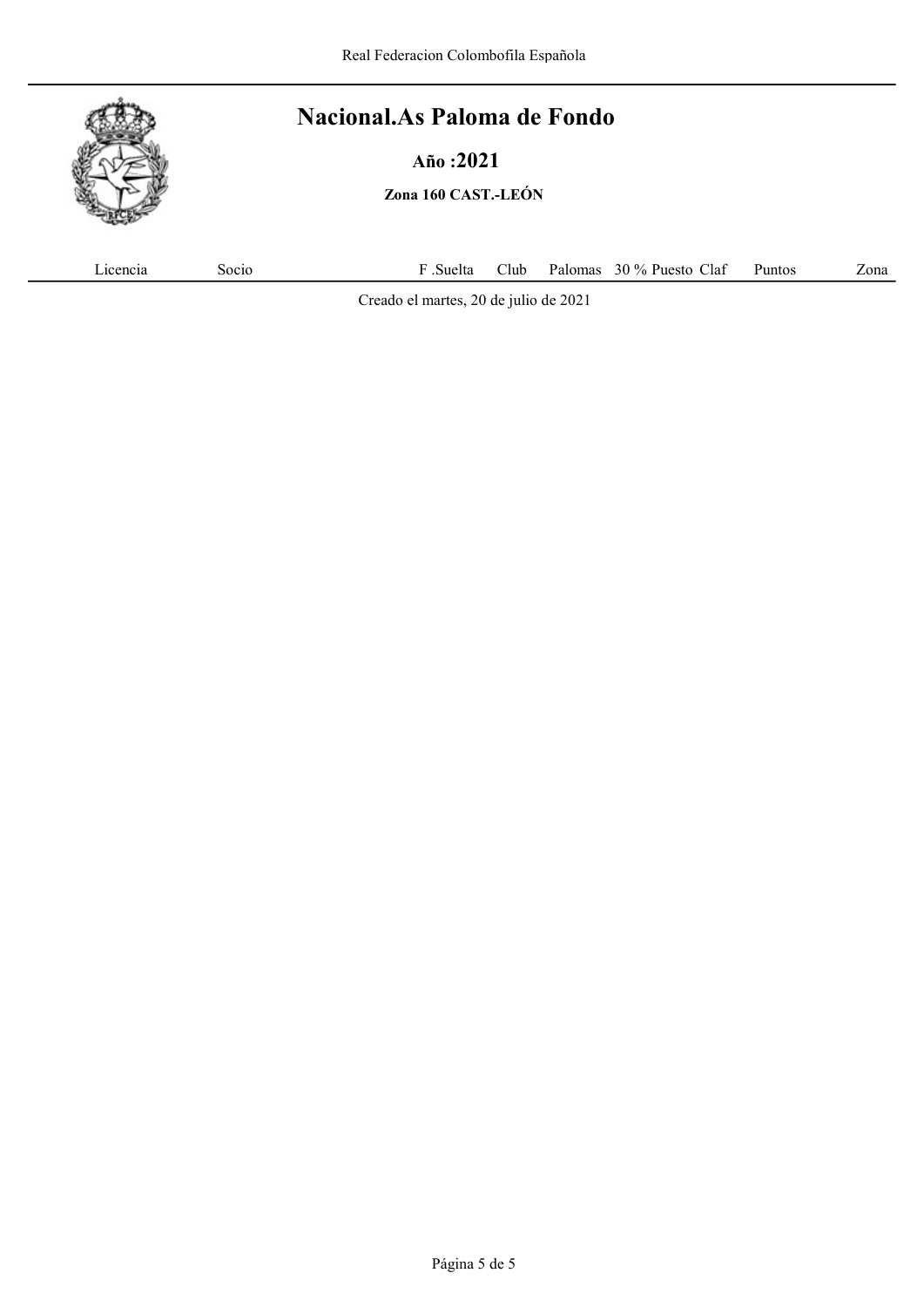# Nacional.As Paloma de Fondo

### Año :2021

#### Zona 160 CAST.-LEÓN

| Licencia | Socio | F .Suelta | Club | Palomas | 30 % | Puesto | Claf | Puntos | Zona |
|---|---|---|---|---|---|---|---|---|---|

Creado el martes, 20 de julio de 2021